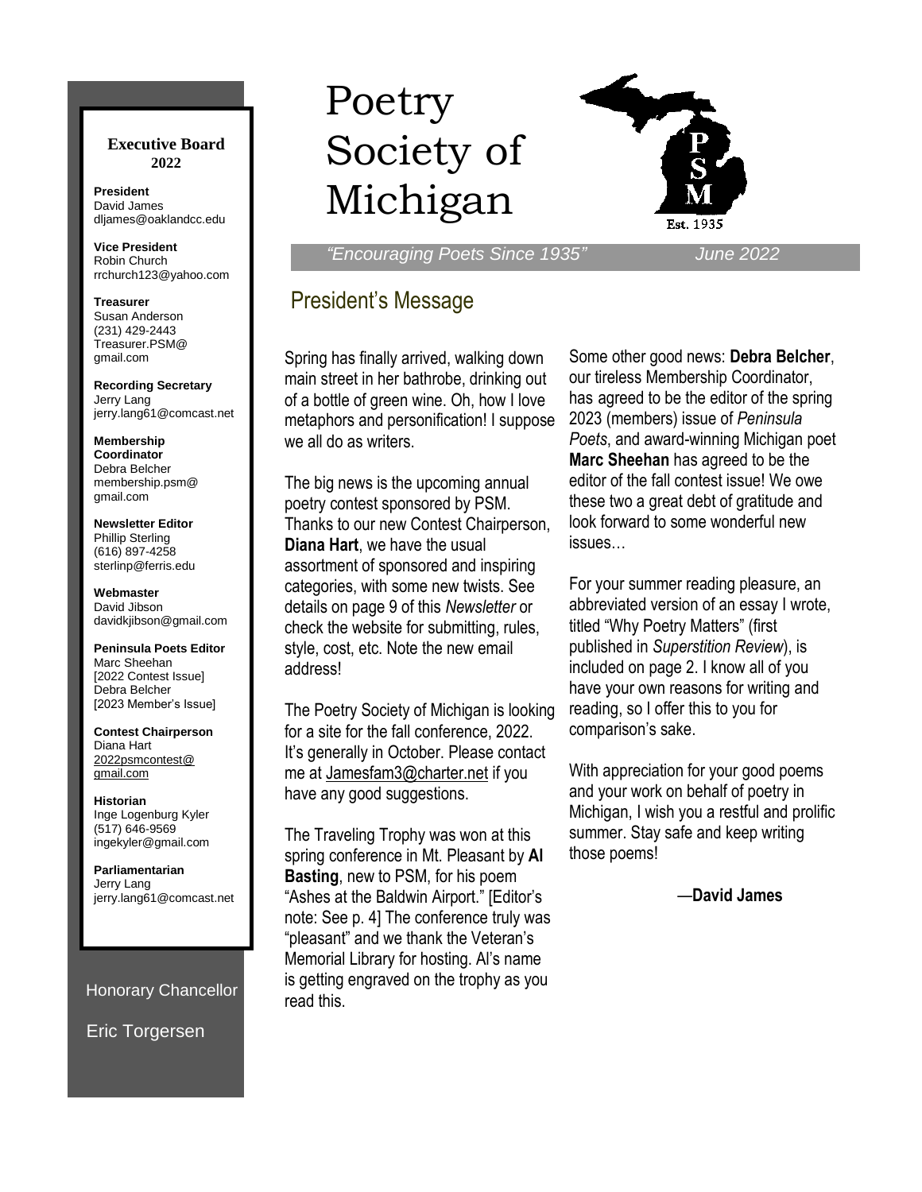# Poetry Society of Michigan

*"Encouraging Poets Since 1935"* June 2022

**Executive Board 2022**

**President**
David James
dljames@oaklandcc.edu

**Vice President**
Robin Church
rrchurch123@yahoo.com

**Treasurer**
Susan Anderson
(231) 429-2443
Treasurer.PSM@gmail.com

**Recording Secretary**
Jerry Lang
jerry.lang61@comcast.net

**Membership Coordinator**
Debra Belcher
membership.psm@gmail.com

**Newsletter Editor**
Phillip Sterling
(616) 897-4258
sterlinp@ferris.edu

**Webmaster**
David Jibson
davidkjibson@gmail.com

**Peninsula Poets Editor**
Marc Sheehan
[2022 Contest Issue]
Debra Belcher
[2023 Member's Issue]

**Contest Chairperson**
Diana Hart
2022psmcontest@gmail.com

**Historian**
Inge Logenburg Kyler
(517) 646-9569
ingekyler@gmail.com

**Parliamentarian**
Jerry Lang
jerry.lang61@comcast.net

Honorary Chancellor

Eric Torgersen

## President's Message

Spring has finally arrived, walking down main street in her bathrobe, drinking out of a bottle of green wine. Oh, how I love metaphors and personification! I suppose we all do as writers.

The big news is the upcoming annual poetry contest sponsored by PSM. Thanks to our new Contest Chairperson, **Diana Hart**, we have the usual assortment of sponsored and inspiring categories, with some new twists. See details on page 9 of this *Newsletter* or check the website for submitting, rules, style, cost, etc. Note the new email address!

The Poetry Society of Michigan is looking for a site for the fall conference, 2022. It's generally in October. Please contact me at Jamesfam3@charter.net if you have any good suggestions.

The Traveling Trophy was won at this spring conference in Mt. Pleasant by **Al Basting**, new to PSM, for his poem "Ashes at the Baldwin Airport." [Editor's note: See p. 4] The conference truly was "pleasant" and we thank the Veteran's Memorial Library for hosting. Al's name is getting engraved on the trophy as you read this.

Some other good news: **Debra Belcher**, our tireless Membership Coordinator, has agreed to be the editor of the spring 2023 (members) issue of *Peninsula Poets*, and award-winning Michigan poet **Marc Sheehan** has agreed to be the editor of the fall contest issue! We owe these two a great debt of gratitude and look forward to some wonderful new issues…

For your summer reading pleasure, an abbreviated version of an essay I wrote, titled "Why Poetry Matters" (first published in *Superstition Review*), is included on page 2. I know all of you have your own reasons for writing and reading, so I offer this to you for comparison's sake.

With appreciation for your good poems and your work on behalf of poetry in Michigan, I wish you a restful and prolific summer. Stay safe and keep writing those poems!

—**David James**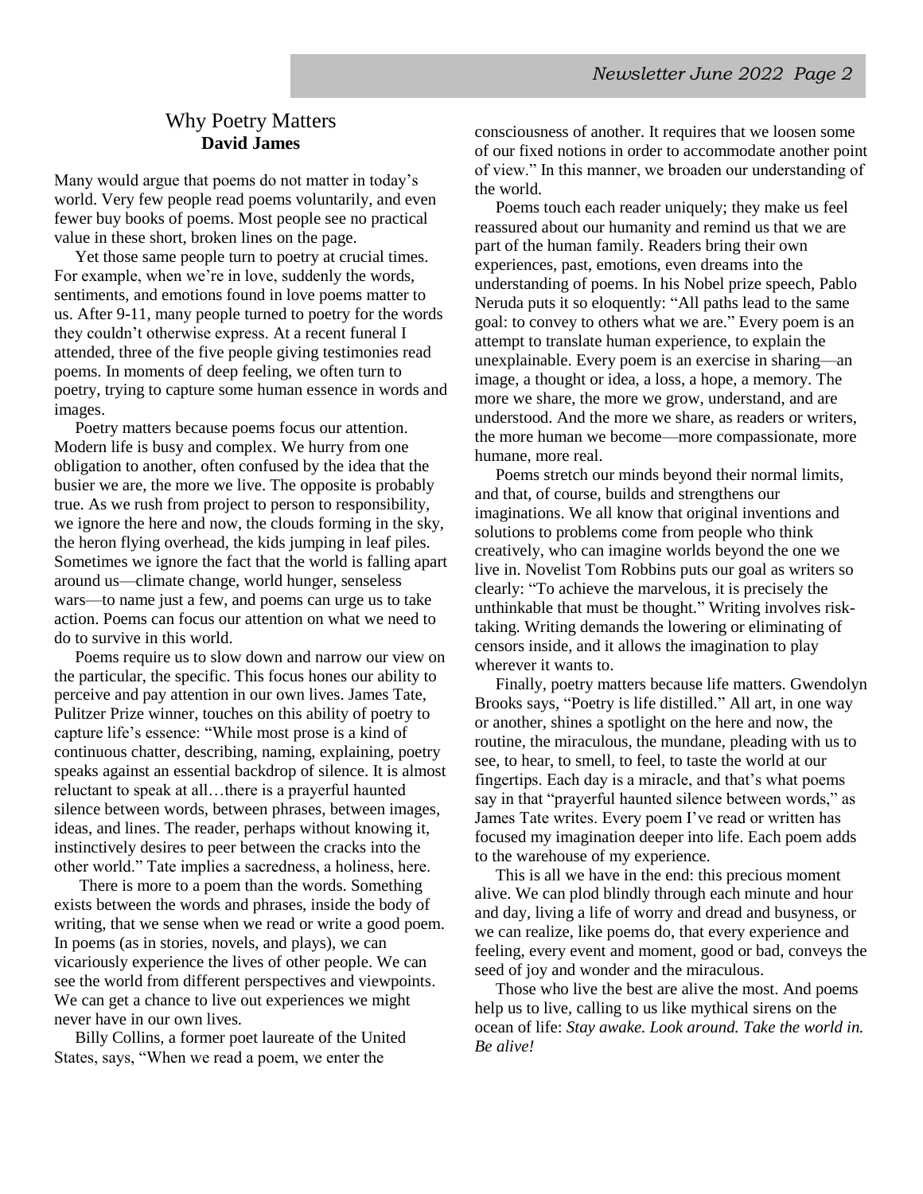# Why Poetry Matters

**David James**

Many would argue that poems do not matter in today's world. Very few people read poems voluntarily, and even fewer buy books of poems. Most people see no practical value in these short, broken lines on the page.

Yet those same people turn to poetry at crucial times. For example, when we're in love, suddenly the words, sentiments, and emotions found in love poems matter to us. After 9-11, many people turned to poetry for the words they couldn't otherwise express. At a recent funeral I attended, three of the five people giving testimonies read poems. In moments of deep feeling, we often turn to poetry, trying to capture some human essence in words and images.

Poetry matters because poems focus our attention. Modern life is busy and complex. We hurry from one obligation to another, often confused by the idea that the busier we are, the more we live. The opposite is probably true. As we rush from project to person to responsibility, we ignore the here and now, the clouds forming in the sky, the heron flying overhead, the kids jumping in leaf piles. Sometimes we ignore the fact that the world is falling apart around us—climate change, world hunger, senseless wars—to name just a few, and poems can urge us to take action. Poems can focus our attention on what we need to do to survive in this world.

Poems require us to slow down and narrow our view on the particular, the specific. This focus hones our ability to perceive and pay attention in our own lives. James Tate, Pulitzer Prize winner, touches on this ability of poetry to capture life's essence: "While most prose is a kind of continuous chatter, describing, naming, explaining, poetry speaks against an essential backdrop of silence. It is almost reluctant to speak at all…there is a prayerful haunted silence between words, between phrases, between images, ideas, and lines. The reader, perhaps without knowing it, instinctively desires to peer between the cracks into the other world." Tate implies a sacredness, a holiness, here.

There is more to a poem than the words. Something exists between the words and phrases, inside the body of writing, that we sense when we read or write a good poem. In poems (as in stories, novels, and plays), we can vicariously experience the lives of other people. We can see the world from different perspectives and viewpoints. We can get a chance to live out experiences we might never have in our own lives.

Billy Collins, a former poet laureate of the United States, says, "When we read a poem, we enter the consciousness of another. It requires that we loosen some of our fixed notions in order to accommodate another point of view." In this manner, we broaden our understanding of the world.

Poems touch each reader uniquely; they make us feel reassured about our humanity and remind us that we are part of the human family. Readers bring their own experiences, past, emotions, even dreams into the understanding of poems. In his Nobel prize speech, Pablo Neruda puts it so eloquently: "All paths lead to the same goal: to convey to others what we are." Every poem is an attempt to translate human experience, to explain the unexplainable. Every poem is an exercise in sharing—an image, a thought or idea, a loss, a hope, a memory. The more we share, the more we grow, understand, and are understood. And the more we share, as readers or writers, the more human we become—more compassionate, more humane, more real.

Poems stretch our minds beyond their normal limits, and that, of course, builds and strengthens our imaginations. We all know that original inventions and solutions to problems come from people who think creatively, who can imagine worlds beyond the one we live in. Novelist Tom Robbins puts our goal as writers so clearly: "To achieve the marvelous, it is precisely the unthinkable that must be thought." Writing involves risk-taking. Writing demands the lowering or eliminating of censors inside, and it allows the imagination to play wherever it wants to.

Finally, poetry matters because life matters. Gwendolyn Brooks says, "Poetry is life distilled." All art, in one way or another, shines a spotlight on the here and now, the routine, the miraculous, the mundane, pleading with us to see, to hear, to smell, to feel, to taste the world at our fingertips. Each day is a miracle, and that's what poems say in that "prayerful haunted silence between words," as James Tate writes. Every poem I've read or written has focused my imagination deeper into life. Each poem adds to the warehouse of my experience.

This is all we have in the end: this precious moment alive. We can plod blindly through each minute and hour and day, living a life of worry and dread and busyness, or we can realize, like poems do, that every experience and feeling, every event and moment, good or bad, conveys the seed of joy and wonder and the miraculous.

Those who live the best are alive the most. And poems help us to live, calling to us like mythical sirens on the ocean of life: *Stay awake. Look around. Take the world in. Be alive!*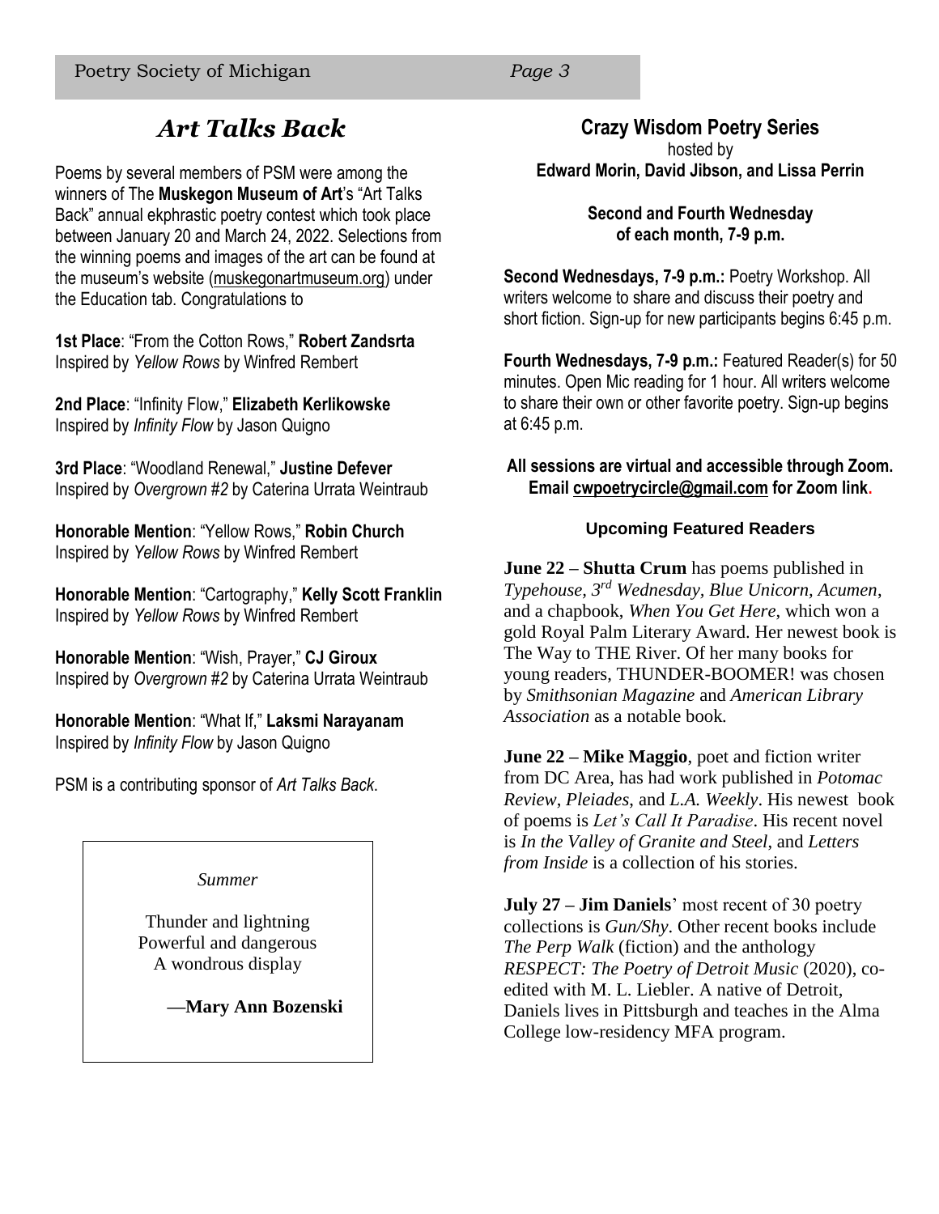## *Art Talks Back*

Poems by several members of PSM were among the winners of The **Muskegon Museum of Art**'s "Art Talks Back" annual ekphrastic poetry contest which took place between January 20 and March 24, 2022. Selections from the winning poems and images of the art can be found at the museum's website (muskegonartmuseum.org) under the Education tab. Congratulations to

**1st Place**: "From the Cotton Rows," **Robert Zandsrta**
Inspired by *Yellow Rows* by Winfred Rembert

**2nd Place**: "Infinity Flow," **Elizabeth Kerlikowske**
Inspired by *Infinity Flow* by Jason Quigno

**3rd Place**: "Woodland Renewal," **Justine Defever**
Inspired by *Overgrown #2* by Caterina Urrata Weintraub

**Honorable Mention**: "Yellow Rows," **Robin Church**
Inspired by *Yellow Rows* by Winfred Rembert

**Honorable Mention**: "Cartography," **Kelly Scott Franklin**
Inspired by *Yellow Rows* by Winfred Rembert

**Honorable Mention**: "Wish, Prayer," **CJ Giroux**
Inspired by *Overgrown #2* by Caterina Urrata Weintraub

**Honorable Mention**: "What If," **Laksmi Narayanam**
Inspired by *Infinity Flow* by Jason Quigno

PSM is a contributing sponsor of *Art Talks Back*.

*Summer*

Thunder and lightning
Powerful and dangerous
A wondrous display

**—Mary Ann Bozenski**

## Crazy Wisdom Poetry Series

hosted by
**Edward Morin, David Jibson, and Lissa Perrin**

**Second and Fourth Wednesday of each month, 7-9 p.m.**

**Second Wednesdays, 7-9 p.m.:** Poetry Workshop. All writers welcome to share and discuss their poetry and short fiction. Sign-up for new participants begins 6:45 p.m.

**Fourth Wednesdays, 7-9 p.m.:** Featured Reader(s) for 50 minutes. Open Mic reading for 1 hour. All writers welcome to share their own or other favorite poetry. Sign-up begins at 6:45 p.m.

**All sessions are virtual and accessible through Zoom. Email cwpoetrycircle@gmail.com for Zoom link.**

### Upcoming Featured Readers

**June 22 – Shutta Crum** has poems published in *Typehouse, 3rd Wednesday, Blue Unicorn, Acumen*, and a chapbook, *When You Get Here*, which won a gold Royal Palm Literary Award. Her newest book is The Way to THE River. Of her many books for young readers, THUNDER-BOOMER! was chosen by *Smithsonian Magazine* and *American Library Association* as a notable book.

**June 22 – Mike Maggio**, poet and fiction writer from DC Area, has had work published in *Potomac Review*, *Pleiades*, and *L.A. Weekly*. His newest book of poems is *Let's Call It Paradise*. His recent novel is *In the Valley of Granite and Steel*, and *Letters from Inside* is a collection of his stories.

**July 27 – Jim Daniels**' most recent of 30 poetry collections is *Gun/Shy*. Other recent books include *The Perp Walk* (fiction) and the anthology *RESPECT: The Poetry of Detroit Music* (2020), co-edited with M. L. Liebler. A native of Detroit, Daniels lives in Pittsburgh and teaches in the Alma College low-residency MFA program.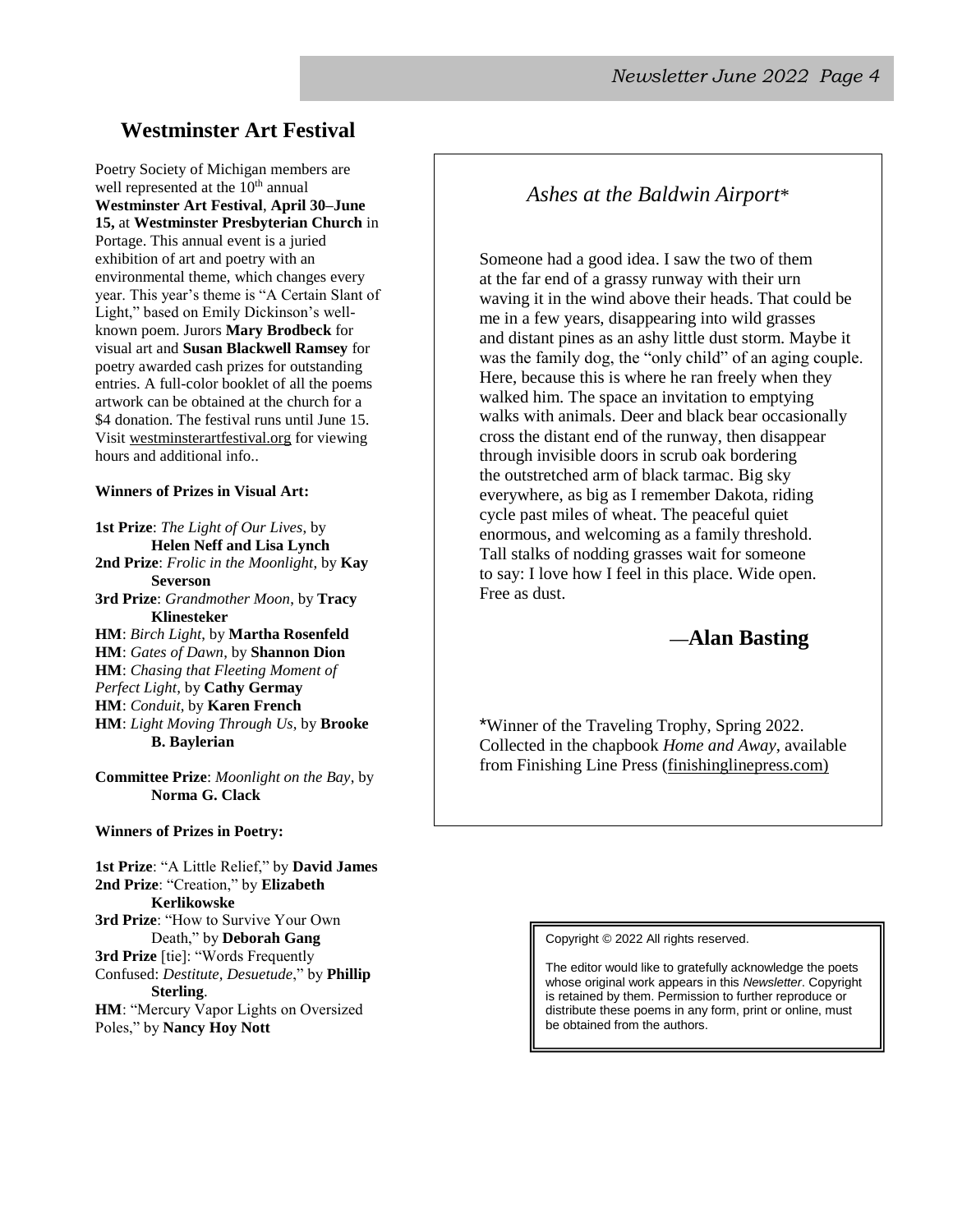## Westminster Art Festival

Poetry Society of Michigan members are well represented at the 10th annual **Westminster Art Festival**, **April 30–June 15,** at **Westminster Presbyterian Church** in Portage. This annual event is a juried exhibition of art and poetry with an environmental theme, which changes every year. This year's theme is "A Certain Slant of Light," based on Emily Dickinson's well-known poem. Jurors **Mary Brodbeck** for visual art and **Susan Blackwell Ramsey** for poetry awarded cash prizes for outstanding entries. A full-color booklet of all the poems artwork can be obtained at the church for a $4 donation. The festival runs until June 15. Visit westminsterartfestival.org for viewing hours and additional info..

**Winners of Prizes in Visual Art:**

**1st Prize**: *The Light of Our Lives*, by **Helen Neff and Lisa Lynch**
**2nd Prize**: *Frolic in the Moonlight*, by **Kay Severson**
**3rd Prize**: *Grandmother Moon*, by **Tracy Klinesteker**
**HM**: *Birch Light*, by **Martha Rosenfeld**
**HM**: *Gates of Dawn*, by **Shannon Dion**
**HM**: *Chasing that Fleeting Moment of Perfect Light*, by **Cathy Germay**
**HM**: *Conduit*, by **Karen French**
**HM**: *Light Moving Through Us*, by **Brooke B. Baylerian**

**Committee Prize**: *Moonlight on the Bay*, by **Norma G. Clack**

**Winners of Prizes in Poetry:**

**1st Prize**: "A Little Relief," by **David James**
**2nd Prize**: "Creation," by **Elizabeth Kerlikowske**
**3rd Prize**: "How to Survive Your Own Death," by **Deborah Gang**
**3rd Prize** [tie]: "Words Frequently Confused: *Destitute, Desuetude*," by **Phillip Sterling**.
**HM**: "Mercury Vapor Lights on Oversized Poles," by **Nancy Hoy Nott**

### *Ashes at the Baldwin Airport*\*

Someone had a good idea. I saw the two of them
at the far end of a grassy runway with their urn
waving it in the wind above their heads. That could be
me in a few years, disappearing into wild grasses
and distant pines as an ashy little dust storm. Maybe it
was the family dog, the "only child" of an aging couple.
Here, because this is where he ran freely when they
walked him. The space an invitation to emptying
walks with animals. Deer and black bear occasionally
cross the distant end of the runway, then disappear
through invisible doors in scrub oak bordering
the outstretched arm of black tarmac. Big sky
everywhere, as big as I remember Dakota, riding
cycle past miles of wheat. The peaceful quiet
enormous, and welcoming as a family threshold.
Tall stalks of nodding grasses wait for someone
to say: I love how I feel in this place. Wide open.
Free as dust.

—**Alan Basting**

\*Winner of the Traveling Trophy, Spring 2022. Collected in the chapbook *Home and Away*, available from Finishing Line Press (finishinglinepress.com)

Copyright © 2022 All rights reserved.

The editor would like to gratefully acknowledge the poets whose original work appears in this *Newsletter*. Copyright is retained by them. Permission to further reproduce or distribute these poems in any form, print or online, must be obtained from the authors.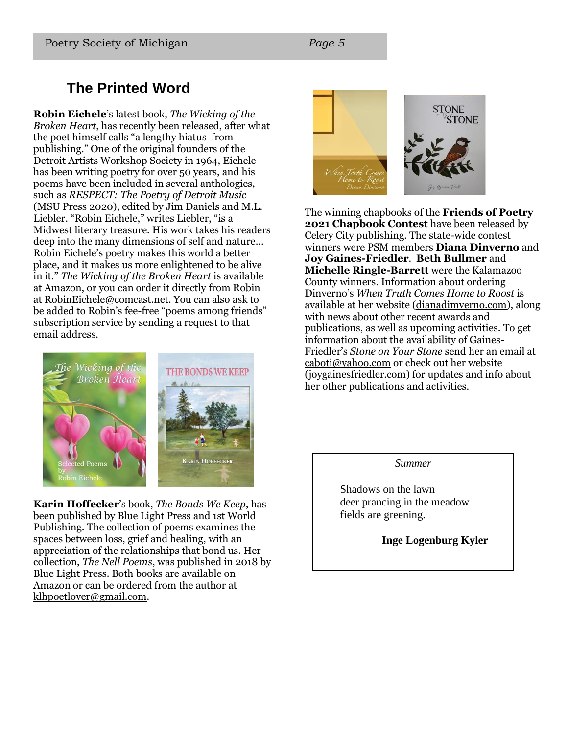## The Printed Word

**Robin Eichele**'s latest book, *The Wicking of the Broken Heart*, has recently been released, after what the poet himself calls "a lengthy hiatus from publishing." One of the original founders of the Detroit Artists Workshop Society in 1964, Eichele has been writing poetry for over 50 years, and his poems have been included in several anthologies, such as *RESPECT: The Poetry of Detroit Music* (MSU Press 2020), edited by Jim Daniels and M.L. Liebler. "Robin Eichele," writes Liebler, "is a Midwest literary treasure. His work takes his readers deep into the many dimensions of self and nature... Robin Eichele's poetry makes this world a better place, and it makes us more enlightened to be alive in it." *The Wicking of the Broken Heart* is available at Amazon, or you can order it directly from Robin at RobinEichele@comcast.net. You can also ask to be added to Robin's fee-free "poems among friends" subscription service by sending a request to that email address.

**Karin Hoffecker**'s book, *The Bonds We Keep*, has been published by Blue Light Press and 1st World Publishing. The collection of poems examines the spaces between loss, grief and healing, with an appreciation of the relationships that bond us. Her collection, *The Nell Poems*, was published in 2018 by Blue Light Press. Both books are available on Amazon or can be ordered from the author at klhpoetlover@gmail.com.

The winning chapbooks of the **Friends of Poetry 2021 Chapbook Contest** have been released by Celery City publishing. The state-wide contest winners were PSM members **Diana Dinverno** and **Joy Gaines-Friedler**. **Beth Bullmer** and **Michelle Ringle-Barrett** were the Kalamazoo County winners. Information about ordering Dinverno's *When Truth Comes Home to Roost* is available at her website (dianadimverno.com), along with news about other recent awards and publications, as well as upcoming activities. To get information about the availability of Gaines-Friedler's *Stone on Your Stone* send her an email at caboti@yahoo.com or check out her website (joygainesfriedler.com) for updates and info about her other publications and activities.

*Summer*

Shadows on the lawn
deer prancing in the meadow
fields are greening.

—**Inge Logenburg Kyler**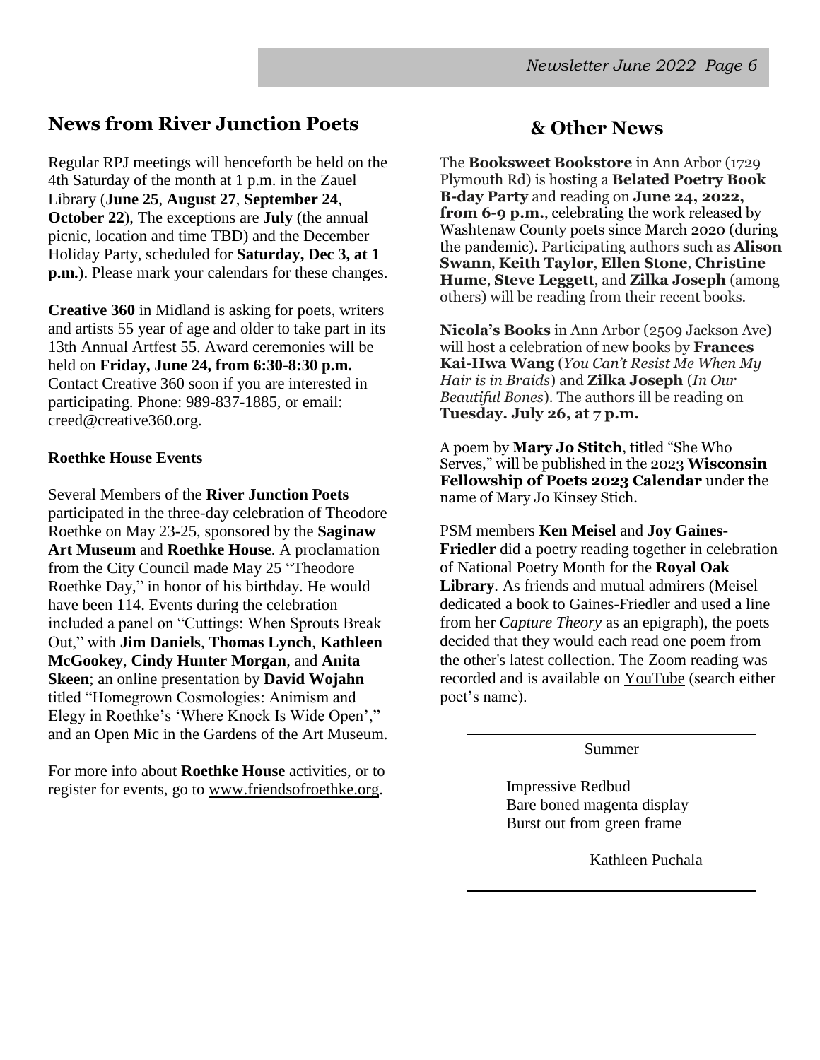## News from River Junction Poets

Regular RPJ meetings will henceforth be held on the 4th Saturday of the month at 1 p.m. in the Zauel Library (**June 25**, **August 27**, **September 24**, **October 22**), The exceptions are **July** (the annual picnic, location and time TBD) and the December Holiday Party, scheduled for **Saturday, Dec 3, at 1 p.m.**). Please mark your calendars for these changes.

**Creative 360** in Midland is asking for poets, writers and artists 55 year of age and older to take part in its 13th Annual Artfest 55. Award ceremonies will be held on **Friday, June 24, from 6:30-8:30 p.m.** Contact Creative 360 soon if you are interested in participating. Phone: 989-837-1885, or email: creed@creative360.org.

**Roethke House Events**

Several Members of the **River Junction Poets** participated in the three-day celebration of Theodore Roethke on May 23-25, sponsored by the **Saginaw Art Museum** and **Roethke House**. A proclamation from the City Council made May 25 "Theodore Roethke Day," in honor of his birthday. He would have been 114. Events during the celebration included a panel on "Cuttings: When Sprouts Break Out," with **Jim Daniels**, **Thomas Lynch**, **Kathleen McGookey**, **Cindy Hunter Morgan**, and **Anita Skeen**; an online presentation by **David Wojahn** titled "Homegrown Cosmologies: Animism and Elegy in Roethke's 'Where Knock Is Wide Open'," and an Open Mic in the Gardens of the Art Museum.

For more info about **Roethke House** activities, or to register for events, go to www.friendsofroethke.org.

## & Other News

The **Booksweet Bookstore** in Ann Arbor (1729 Plymouth Rd) is hosting a **Belated Poetry Book B-day Party** and reading on **June 24, 2022, from 6-9 p.m.**, celebrating the work released by Washtenaw County poets since March 2020 (during the pandemic). Participating authors such as **Alison Swann**, **Keith Taylor**, **Ellen Stone**, **Christine Hume**, **Steve Leggett**, and **Zilka Joseph** (among others) will be reading from their recent books.

**Nicola's Books** in Ann Arbor (2509 Jackson Ave) will host a celebration of new books by **Frances Kai-Hwa Wang** (*You Can't Resist Me When My Hair is in Braids*) and **Zilka Joseph** (*In Our Beautiful Bones*). The authors ill be reading on **Tuesday. July 26, at 7 p.m.**

A poem by **Mary Jo Stitch**, titled "She Who Serves," will be published in the 2023 **Wisconsin Fellowship of Poets 2023 Calendar** under the name of Mary Jo Kinsey Stich.

PSM members **Ken Meisel** and **Joy Gaines-Friedler** did a poetry reading together in celebration of National Poetry Month for the **Royal Oak Library**. As friends and mutual admirers (Meisel dedicated a book to Gaines-Friedler and used a line from her *Capture Theory* as an epigraph), the poets decided that they would each read one poem from the other's latest collection. The Zoom reading was recorded and is available on YouTube (search either poet's name).

Summer

Impressive Redbud  
Bare boned magenta display  
Burst out from green frame

—Kathleen Puchala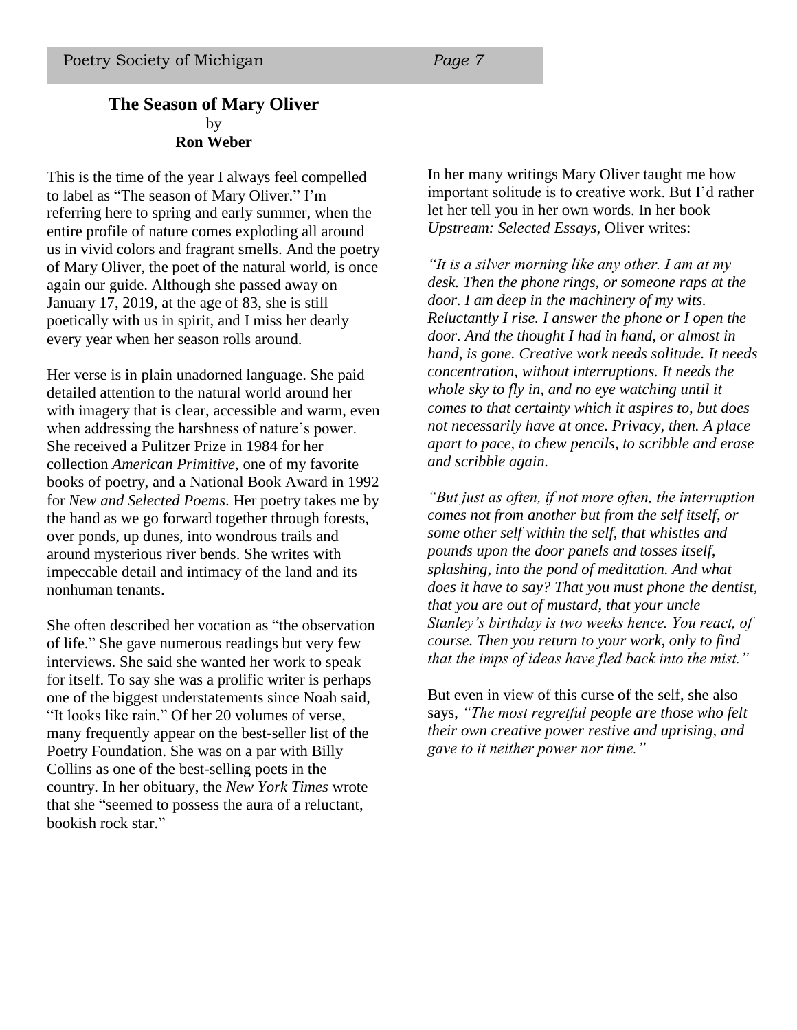## The Season of Mary Oliver

by

**Ron Weber**

This is the time of the year I always feel compelled to label as "The season of Mary Oliver." I'm referring here to spring and early summer, when the entire profile of nature comes exploding all around us in vivid colors and fragrant smells. And the poetry of Mary Oliver, the poet of the natural world, is once again our guide. Although she passed away on January 17, 2019, at the age of 83, she is still poetically with us in spirit, and I miss her dearly every year when her season rolls around.

Her verse is in plain unadorned language. She paid detailed attention to the natural world around her with imagery that is clear, accessible and warm, even when addressing the harshness of nature's power. She received a Pulitzer Prize in 1984 for her collection *American Primitive*, one of my favorite books of poetry, and a National Book Award in 1992 for *New and Selected Poems*. Her poetry takes me by the hand as we go forward together through forests, over ponds, up dunes, into wondrous trails and around mysterious river bends. She writes with impeccable detail and intimacy of the land and its nonhuman tenants.

She often described her vocation as "the observation of life." She gave numerous readings but very few interviews. She said she wanted her work to speak for itself. To say she was a prolific writer is perhaps one of the biggest understatements since Noah said, "It looks like rain." Of her 20 volumes of verse, many frequently appear on the best-seller list of the Poetry Foundation. She was on a par with Billy Collins as one of the best-selling poets in the country. In her obituary, the *New York Times* wrote that she "seemed to possess the aura of a reluctant, bookish rock star."

In her many writings Mary Oliver taught me how important solitude is to creative work. But I'd rather let her tell you in her own words. In her book *Upstream: Selected Essays*, Oliver writes:

*"It is a silver morning like any other. I am at my desk. Then the phone rings, or someone raps at the door. I am deep in the machinery of my wits. Reluctantly I rise. I answer the phone or I open the door. And the thought I had in hand, or almost in hand, is gone. Creative work needs solitude. It needs concentration, without interruptions. It needs the whole sky to fly in, and no eye watching until it comes to that certainty which it aspires to, but does not necessarily have at once. Privacy, then. A place apart to pace, to chew pencils, to scribble and erase and scribble again.*

*"But just as often, if not more often, the interruption comes not from another but from the self itself, or some other self within the self, that whistles and pounds upon the door panels and tosses itself, splashing, into the pond of meditation. And what does it have to say? That you must phone the dentist, that you are out of mustard, that your uncle Stanley's birthday is two weeks hence. You react, of course. Then you return to your work, only to find that the imps of ideas have fled back into the mist."*

But even in view of this curse of the self, she also says, *"The most regretful people are those who felt their own creative power restive and uprising, and gave to it neither power nor time."*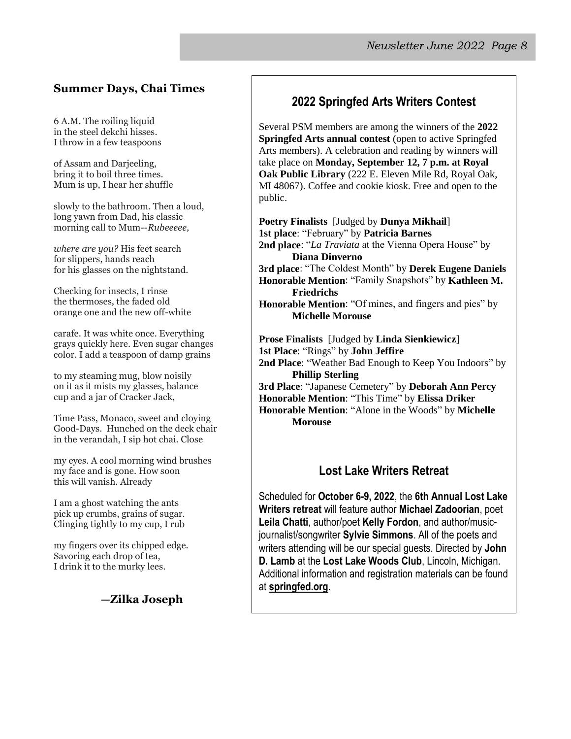## Summer Days, Chai Times

6 A.M. The roiling liquid
in the steel dekchi hisses.
I throw in a few teaspoons

of Assam and Darjeeling,
bring it to boil three times.
Mum is up, I hear her shuffle

slowly to the bathroom. Then a loud,
long yawn from Dad, his classic
morning call to Mum--*Rubeeeee,*

*where are you?* His feet search
for slippers, hands reach
for his glasses on the nightstand.

Checking for insects, I rinse
the thermoses, the faded old
orange one and the new off-white

carafe. It was white once. Everything
grays quickly here. Even sugar changes
color. I add a teaspoon of damp grains

to my steaming mug, blow noisily
on it as it mists my glasses, balance
cup and a jar of Cracker Jack,

Time Pass, Monaco, sweet and cloying
Good-Days. Hunched on the deck chair
in the verandah, I sip hot chai. Close

my eyes. A cool morning wind brushes
my face and is gone. How soon
this will vanish. Already

I am a ghost watching the ants
pick up crumbs, grains of sugar.
Clinging tightly to my cup, I rub

my fingers over its chipped edge.
Savoring each drop of tea,
I drink it to the murky lees.

**—Zilka Joseph**

## 2022 Springfed Arts Writers Contest

Several PSM members are among the winners of the **2022 Springfed Arts annual contest** (open to active Springfed Arts members). A celebration and reading by winners will take place on **Monday, September 12, 7 p.m. at Royal Oak Public Library** (222 E. Eleven Mile Rd, Royal Oak, MI 48067). Coffee and cookie kiosk. Free and open to the public.

**Poetry Finalists** [Judged by **Dunya Mikhail**]
**1st place**: "February" by **Patricia Barnes**
**2nd place**: "*La Traviata* at the Vienna Opera House" by **Diana Dinverno**
**3rd place**: "The Coldest Month" by **Derek Eugene Daniels**
**Honorable Mention**: "Family Snapshots" by **Kathleen M. Friedrichs**
**Honorable Mention**: "Of mines, and fingers and pies" by **Michelle Morouse**

**Prose Finalists** [Judged by **Linda Sienkiewicz**]
**1st Place**: "Rings" by **John Jeffire**
**2nd Place**: "Weather Bad Enough to Keep You Indoors" by **Phillip Sterling**
**3rd Place**: "Japanese Cemetery" by **Deborah Ann Percy**
**Honorable Mention**: "This Time" by **Elissa Driker**
**Honorable Mention**: "Alone in the Woods" by **Michelle Morouse**

## Lost Lake Writers Retreat

Scheduled for **October 6-9, 2022**, the **6th Annual Lost Lake Writers retreat** will feature author **Michael Zadoorian**, poet **Leila Chatti**, author/poet **Kelly Fordon**, and author/music-journalist/songwriter **Sylvie Simmons**. All of the poets and writers attending will be our special guests. Directed by **John D. Lamb** at the **Lost Lake Woods Club**, Lincoln, Michigan. Additional information and registration materials can be found at **springfed.org**.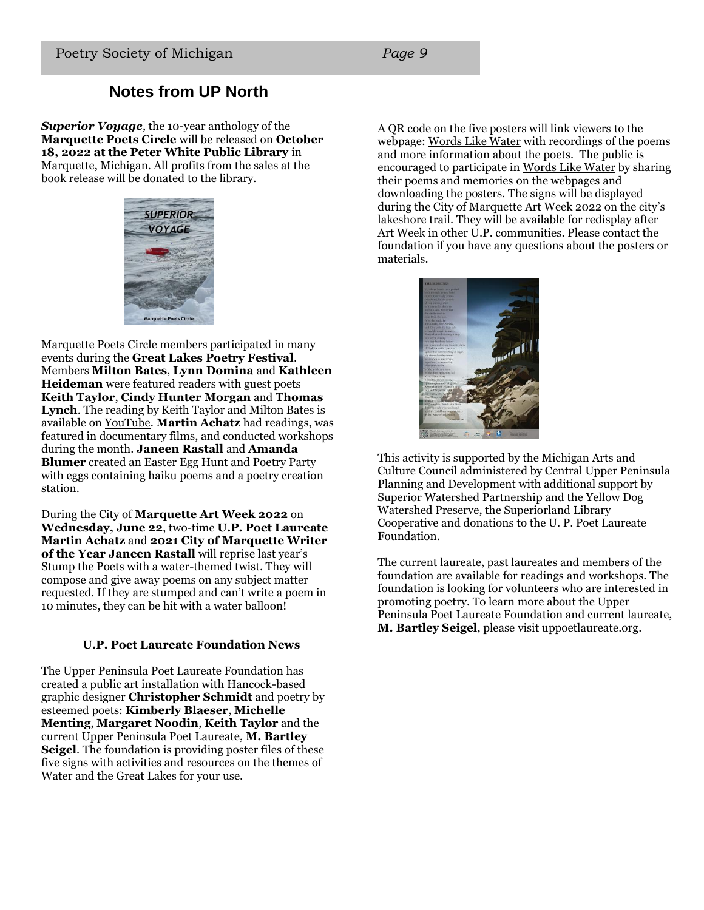## Notes from UP North

***Superior Voyage***, the 10-year anthology of the **Marquette Poets Circle** will be released on **October 18, 2022 at the Peter White Public Library** in Marquette, Michigan. All profits from the sales at the book release will be donated to the library.

Marquette Poets Circle members participated in many events during the **Great Lakes Poetry Festival**. Members **Milton Bates**, **Lynn Domina** and **Kathleen Heideman** were featured readers with guest poets **Keith Taylor**, **Cindy Hunter Morgan** and **Thomas Lynch**. The reading by Keith Taylor and Milton Bates is available on YouTube. **Martin Achatz** had readings, was featured in documentary films, and conducted workshops during the month. **Janeen Rastall** and **Amanda Blumer** created an Easter Egg Hunt and Poetry Party with eggs containing haiku poems and a poetry creation station.

During the City of **Marquette Art Week 2022** on **Wednesday, June 22**, two-time **U.P. Poet Laureate Martin Achatz** and **2021 City of Marquette Writer of the Year Janeen Rastall** will reprise last year's Stump the Poets with a water-themed twist. They will compose and give away poems on any subject matter requested. If they are stumped and can't write a poem in 10 minutes, they can be hit with a water balloon!

### U.P. Poet Laureate Foundation News

The Upper Peninsula Poet Laureate Foundation has created a public art installation with Hancock-based graphic designer **Christopher Schmidt** and poetry by esteemed poets: **Kimberly Blaeser**, **Michelle Menting**, **Margaret Noodin**, **Keith Taylor** and the current Upper Peninsula Poet Laureate, **M. Bartley Seigel**. The foundation is providing poster files of these five signs with activities and resources on the themes of Water and the Great Lakes for your use.

A QR code on the five posters will link viewers to the webpage: Words Like Water with recordings of the poems and more information about the poets. The public is encouraged to participate in Words Like Water by sharing their poems and memories on the webpages and downloading the posters. The signs will be displayed during the City of Marquette Art Week 2022 on the city's lakeshore trail. They will be available for redisplay after Art Week in other U.P. communities. Please contact the foundation if you have any questions about the posters or materials.

This activity is supported by the Michigan Arts and Culture Council administered by Central Upper Peninsula Planning and Development with additional support by Superior Watershed Partnership and the Yellow Dog Watershed Preserve, the Superiorland Library Cooperative and donations to the U. P. Poet Laureate Foundation.

The current laureate, past laureates and members of the foundation are available for readings and workshops. The foundation is looking for volunteers who are interested in promoting poetry. To learn more about the Upper Peninsula Poet Laureate Foundation and current laureate, **M. Bartley Seigel**, please visit uppoetlaureate.org.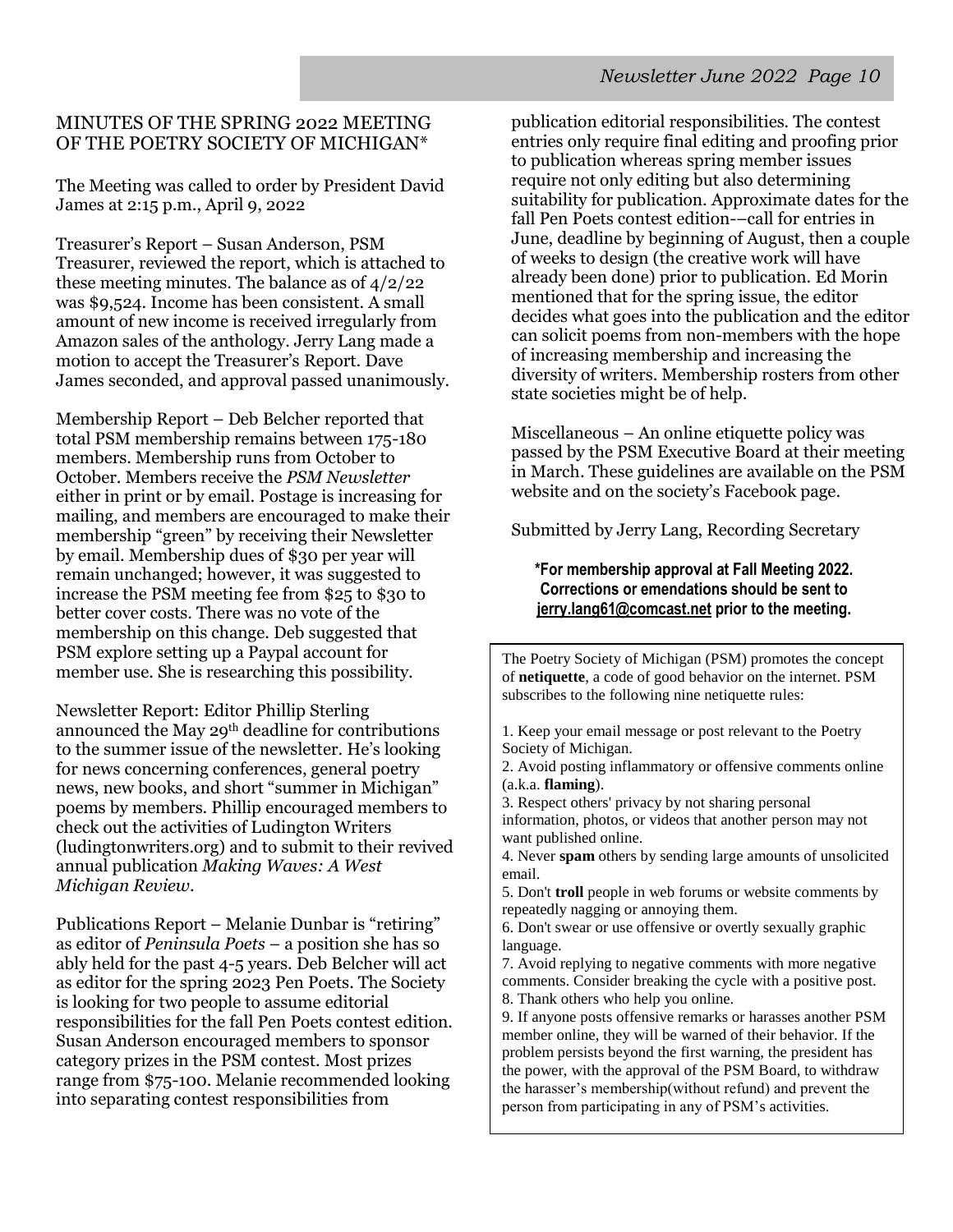## MINUTES OF THE SPRING 2022 MEETING OF THE POETRY SOCIETY OF MICHIGAN*

The Meeting was called to order by President David James at 2:15 p.m., April 9, 2022

Treasurer's Report – Susan Anderson, PSM Treasurer, reviewed the report, which is attached to these meeting minutes. The balance as of 4/2/22 was $9,524. Income has been consistent. A small amount of new income is received irregularly from Amazon sales of the anthology. Jerry Lang made a motion to accept the Treasurer's Report. Dave James seconded, and approval passed unanimously.

Membership Report – Deb Belcher reported that total PSM membership remains between 175-180 members. Membership runs from October to October. Members receive the *PSM Newsletter* either in print or by email. Postage is increasing for mailing, and members are encouraged to make their membership "green" by receiving their Newsletter by email. Membership dues of $30 per year will remain unchanged; however, it was suggested to increase the PSM meeting fee from $25 to $30 to better cover costs. There was no vote of the membership on this change. Deb suggested that PSM explore setting up a Paypal account for member use. She is researching this possibility.

Newsletter Report: Editor Phillip Sterling announced the May 29th deadline for contributions to the summer issue of the newsletter. He's looking for news concerning conferences, general poetry news, new books, and short "summer in Michigan" poems by members. Phillip encouraged members to check out the activities of Ludington Writers (ludingtonwriters.org) and to submit to their revived annual publication *Making Waves: A West Michigan Review*.

Publications Report – Melanie Dunbar is "retiring" as editor of *Peninsula Poets* – a position she has so ably held for the past 4-5 years. Deb Belcher will act as editor for the spring 2023 Pen Poets. The Society is looking for two people to assume editorial responsibilities for the fall Pen Poets contest edition. Susan Anderson encouraged members to sponsor category prizes in the PSM contest. Most prizes range from $75-100. Melanie recommended looking into separating contest responsibilities from publication editorial responsibilities. The contest entries only require final editing and proofing prior to publication whereas spring member issues require not only editing but also determining suitability for publication. Approximate dates for the fall Pen Poets contest edition-–call for entries in June, deadline by beginning of August, then a couple of weeks to design (the creative work will have already been done) prior to publication. Ed Morin mentioned that for the spring issue, the editor decides what goes into the publication and the editor can solicit poems from non-members with the hope of increasing membership and increasing the diversity of writers. Membership rosters from other state societies might be of help.

Miscellaneous – An online etiquette policy was passed by the PSM Executive Board at their meeting in March. These guidelines are available on the PSM website and on the society's Facebook page.

Submitted by Jerry Lang, Recording Secretary

**\*For membership approval at Fall Meeting 2022. Corrections or emendations should be sent to jerry.lang61@comcast.net prior to the meeting.**

---

The Poetry Society of Michigan (PSM) promotes the concept of **netiquette**, a code of good behavior on the internet. PSM subscribes to the following nine netiquette rules:

1. Keep your email message or post relevant to the Poetry Society of Michigan.
2. Avoid posting inflammatory or offensive comments online (a.k.a. **flaming**).
3. Respect others' privacy by not sharing personal information, photos, or videos that another person may not want published online.
4. Never **spam** others by sending large amounts of unsolicited email.
5. Don't **troll** people in web forums or website comments by repeatedly nagging or annoying them.
6. Don't swear or use offensive or overtly sexually graphic language.
7. Avoid replying to negative comments with more negative comments. Consider breaking the cycle with a positive post.
8. Thank others who help you online.
9. If anyone posts offensive remarks or harasses another PSM member online, they will be warned of their behavior. If the problem persists beyond the first warning, the president has the power, with the approval of the PSM Board, to withdraw the harasser's membership(without refund) and prevent the person from participating in any of PSM's activities.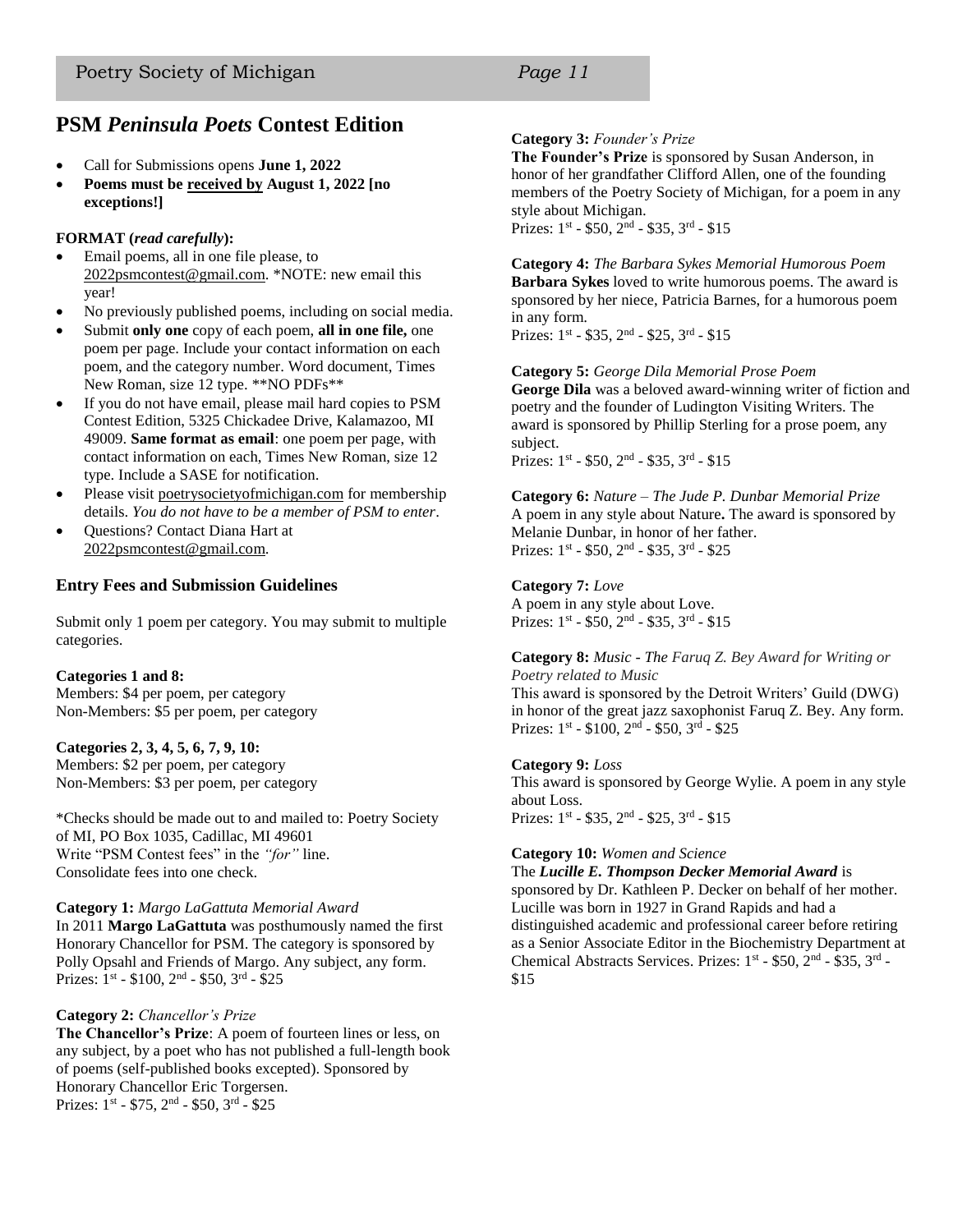## PSM *Peninsula Poets* Contest Edition

- Call for Submissions opens **June 1, 2022**
- **Poems must be received by August 1, 2022 [no exceptions!]**

**FORMAT (*read carefully*):**

- Email poems, all in one file please, to 2022psmcontest@gmail.com. *NOTE: new email this year!
- No previously published poems, including on social media.
- Submit **only one** copy of each poem, **all in one file,** one poem per page. Include your contact information on each poem, and the category number. Word document, Times New Roman, size 12 type. **NO PDFs**
- If you do not have email, please mail hard copies to PSM Contest Edition, 5325 Chickadee Drive, Kalamazoo, MI 49009. **Same format as email**: one poem per page, with contact information on each, Times New Roman, size 12 type. Include a SASE for notification.
- Please visit poetrysocietyofmichigan.com for membership details. *You do not have to be a member of PSM to enter*.
- Questions? Contact Diana Hart at 2022psmcontest@gmail.com.

### Entry Fees and Submission Guidelines

Submit only 1 poem per category. You may submit to multiple categories.

**Categories 1 and 8:**
Members: $4 per poem, per category
Non-Members: $5 per poem, per category

**Categories 2, 3, 4, 5, 6, 7, 9, 10:**
Members: $2 per poem, per category
Non-Members: $3 per poem, per category

*Checks should be made out to and mailed to: Poetry Society of MI, PO Box 1035, Cadillac, MI 49601
Write "PSM Contest fees" in the *"for"* line.
Consolidate fees into one check.

**Category 1:** *Margo LaGattuta Memorial Award*
In 2011 **Margo LaGattuta** was posthumously named the first Honorary Chancellor for PSM. The category is sponsored by Polly Opsahl and Friends of Margo. Any subject, any form.
Prizes: 1st - $100, 2nd - $50, 3rd - $25

**Category 2:** *Chancellor's Prize*
**The Chancellor's Prize**: A poem of fourteen lines or less, on any subject, by a poet who has not published a full-length book of poems (self-published books excepted). Sponsored by Honorary Chancellor Eric Torgersen.
Prizes: 1st - $75, 2nd - $50, 3rd - $25

**Category 3:** *Founder's Prize*
**The Founder's Prize** is sponsored by Susan Anderson, in honor of her grandfather Clifford Allen, one of the founding members of the Poetry Society of Michigan, for a poem in any style about Michigan.
Prizes: 1st - $50, 2nd - $35, 3rd - $15

**Category 4:** *The Barbara Sykes Memorial Humorous Poem*
**Barbara Sykes** loved to write humorous poems. The award is sponsored by her niece, Patricia Barnes, for a humorous poem in any form.
Prizes: 1st - $35, 2nd - $25, 3rd - $15

**Category 5:** *George Dila Memorial Prose Poem*
**George Dila** was a beloved award-winning writer of fiction and poetry and the founder of Ludington Visiting Writers. The award is sponsored by Phillip Sterling for a prose poem, any subject.
Prizes: 1st - $50, 2nd - $35, 3rd - $15

**Category 6:** *Nature – The Jude P. Dunbar Memorial Prize*
A poem in any style about Nature**.** The award is sponsored by Melanie Dunbar, in honor of her father.
Prizes: 1st - $50, 2nd - $35, 3rd - $25

**Category 7:** *Love*
A poem in any style about Love.
Prizes: 1st - $50, 2nd - $35, 3rd - $15

**Category 8:** *Music - The Faruq Z. Bey Award for Writing or Poetry related to Music*
This award is sponsored by the Detroit Writers' Guild (DWG) in honor of the great jazz saxophonist Faruq Z. Bey. Any form.
Prizes: 1st - $100, 2nd - $50, 3rd - $25

**Category 9:** *Loss*
This award is sponsored by George Wylie. A poem in any style about Loss.
Prizes: 1st - $35, 2nd - $25, 3rd - $15

**Category 10:** *Women and Science*
The ***Lucille E. Thompson Decker Memorial Award*** is sponsored by Dr. Kathleen P. Decker on behalf of her mother. Lucille was born in 1927 in Grand Rapids and had a distinguished academic and professional career before retiring as a Senior Associate Editor in the Biochemistry Department at Chemical Abstracts Services. Prizes: 1st - $50, 2nd - $35, 3rd - $15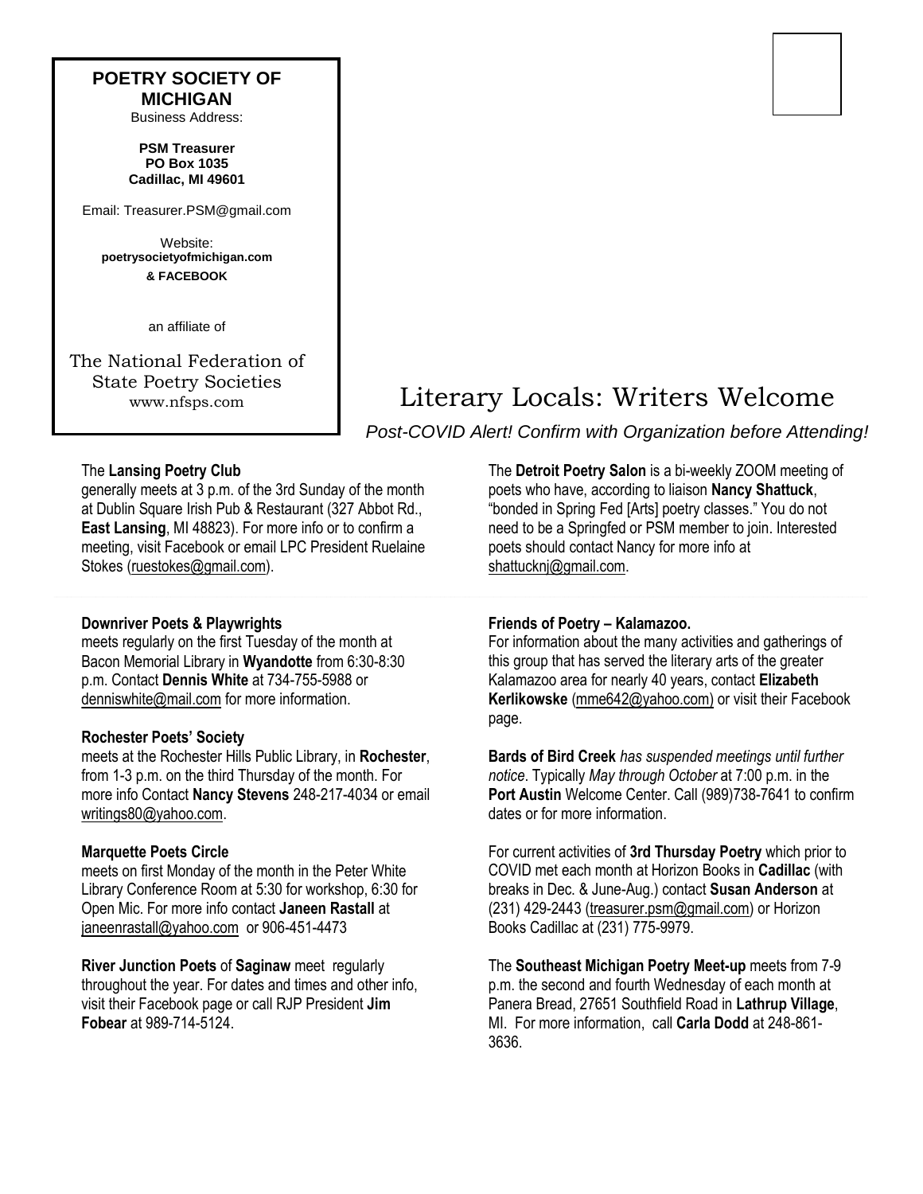**POETRY SOCIETY OF MICHIGAN**

Business Address:

**PSM Treasurer**
**PO Box 1035**
**Cadillac, MI 49601**

Email: Treasurer.PSM@gmail.com

Website:
**poetrysocietyofmichigan.com**
**& FACEBOOK**

an affiliate of

The National Federation of State Poetry Societies
www.nfsps.com

# Literary Locals: Writers Welcome

*Post-COVID Alert! Confirm with Organization before Attending!*

The **Lansing Poetry Club**
generally meets at 3 p.m. of the 3rd Sunday of the month at Dublin Square Irish Pub & Restaurant (327 Abbot Rd., **East Lansing**, MI 48823). For more info or to confirm a meeting, visit Facebook or email LPC President Ruelaine Stokes (ruestokes@gmail.com).

**Downriver Poets & Playwrights**
meets regularly on the first Tuesday of the month at Bacon Memorial Library in **Wyandotte** from 6:30-8:30 p.m. Contact **Dennis White** at 734-755-5988 or denniswhite@mail.com for more information.

**Rochester Poets' Society**
meets at the Rochester Hills Public Library, in **Rochester**, from 1-3 p.m. on the third Thursday of the month. For more info Contact **Nancy Stevens** 248-217-4034 or email writings80@yahoo.com.

**Marquette Poets Circle**
meets on first Monday of the month in the Peter White Library Conference Room at 5:30 for workshop, 6:30 for Open Mic. For more info contact **Janeen Rastall** at janeenrastall@yahoo.com or 906-451-4473

**River Junction Poets** of **Saginaw** meet regularly throughout the year. For dates and times and other info, visit their Facebook page or call RJP President **Jim Fobear** at 989-714-5124.

The **Detroit Poetry Salon** is a bi-weekly ZOOM meeting of poets who have, according to liaison **Nancy Shattuck**, "bonded in Spring Fed [Arts] poetry classes." You do not need to be a Springfed or PSM member to join. Interested poets should contact Nancy for more info at shattucknj@gmail.com.

**Friends of Poetry – Kalamazoo.**
For information about the many activities and gatherings of this group that has served the literary arts of the greater Kalamazoo area for nearly 40 years, contact **Elizabeth Kerlikowske** (mme642@yahoo.com) or visit their Facebook page.

**Bards of Bird Creek** *has suspended meetings until further notice*. Typically *May through October* at 7:00 p.m. in the **Port Austin** Welcome Center. Call (989)738-7641 to confirm dates or for more information.

For current activities of **3rd Thursday Poetry** which prior to COVID met each month at Horizon Books in **Cadillac** (with breaks in Dec. & June-Aug.) contact **Susan Anderson** at (231) 429-2443 (treasurer.psm@gmail.com) or Horizon Books Cadillac at (231) 775-9979.

The **Southeast Michigan Poetry Meet-up** meets from 7-9 p.m. the second and fourth Wednesday of each month at Panera Bread, 27651 Southfield Road in **Lathrup Village**, MI. For more information, call **Carla Dodd** at 248-861-3636.